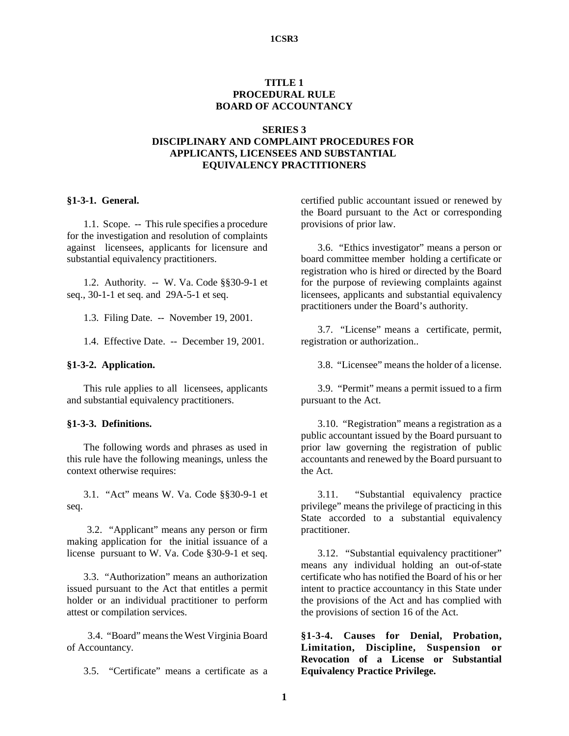# TITLE 1
# PROCEDURAL RULE
# BOARD OF ACCOUNTANCY

## SERIES 3
## DISCIPLINARY AND COMPLAINT PROCEDURES FOR APPLICANTS, LICENSEES AND SUBSTANTIAL EQUIVALENCY PRACTITIONERS

**§1-3-1. General.**

1.1. Scope. -- This rule specifies a procedure for the investigation and resolution of complaints against licensees, applicants for licensure and substantial equivalency practitioners.

1.2. Authority. -- W. Va. Code §§30-9-1 et seq., 30-1-1 et seq. and 29A-5-1 et seq.

1.3. Filing Date. -- November 19, 2001.

1.4. Effective Date. -- December 19, 2001.

**§1-3-2. Application.**

This rule applies to all licensees, applicants and substantial equivalency practitioners.

**§1-3-3. Definitions.**

The following words and phrases as used in this rule have the following meanings, unless the context otherwise requires:

3.1. "Act" means W. Va. Code §§30-9-1 et seq.

3.2. "Applicant" means any person or firm making application for the initial issuance of a license pursuant to W. Va. Code §30-9-1 et seq.

3.3. "Authorization" means an authorization issued pursuant to the Act that entitles a permit holder or an individual practitioner to perform attest or compilation services.

3.4. "Board" means the West Virginia Board of Accountancy.

3.5. "Certificate" means a certificate as a certified public accountant issued or renewed by the Board pursuant to the Act or corresponding provisions of prior law.

3.6. "Ethics investigator" means a person or board committee member holding a certificate or registration who is hired or directed by the Board for the purpose of reviewing complaints against licensees, applicants and substantial equivalency practitioners under the Board's authority.

3.7. "License" means a certificate, permit, registration or authorization..

3.8. "Licensee" means the holder of a license.

3.9. "Permit" means a permit issued to a firm pursuant to the Act.

3.10. "Registration" means a registration as a public accountant issued by the Board pursuant to prior law governing the registration of public accountants and renewed by the Board pursuant to the Act.

3.11. "Substantial equivalency practice privilege" means the privilege of practicing in this State accorded to a substantial equivalency practitioner.

3.12. "Substantial equivalency practitioner" means any individual holding an out-of-state certificate who has notified the Board of his or her intent to practice accountancy in this State under the provisions of the Act and has complied with the provisions of section 16 of the Act.

**§1-3-4. Causes for Denial, Probation, Limitation, Discipline, Suspension or Revocation of a License or Substantial Equivalency Practice Privilege.**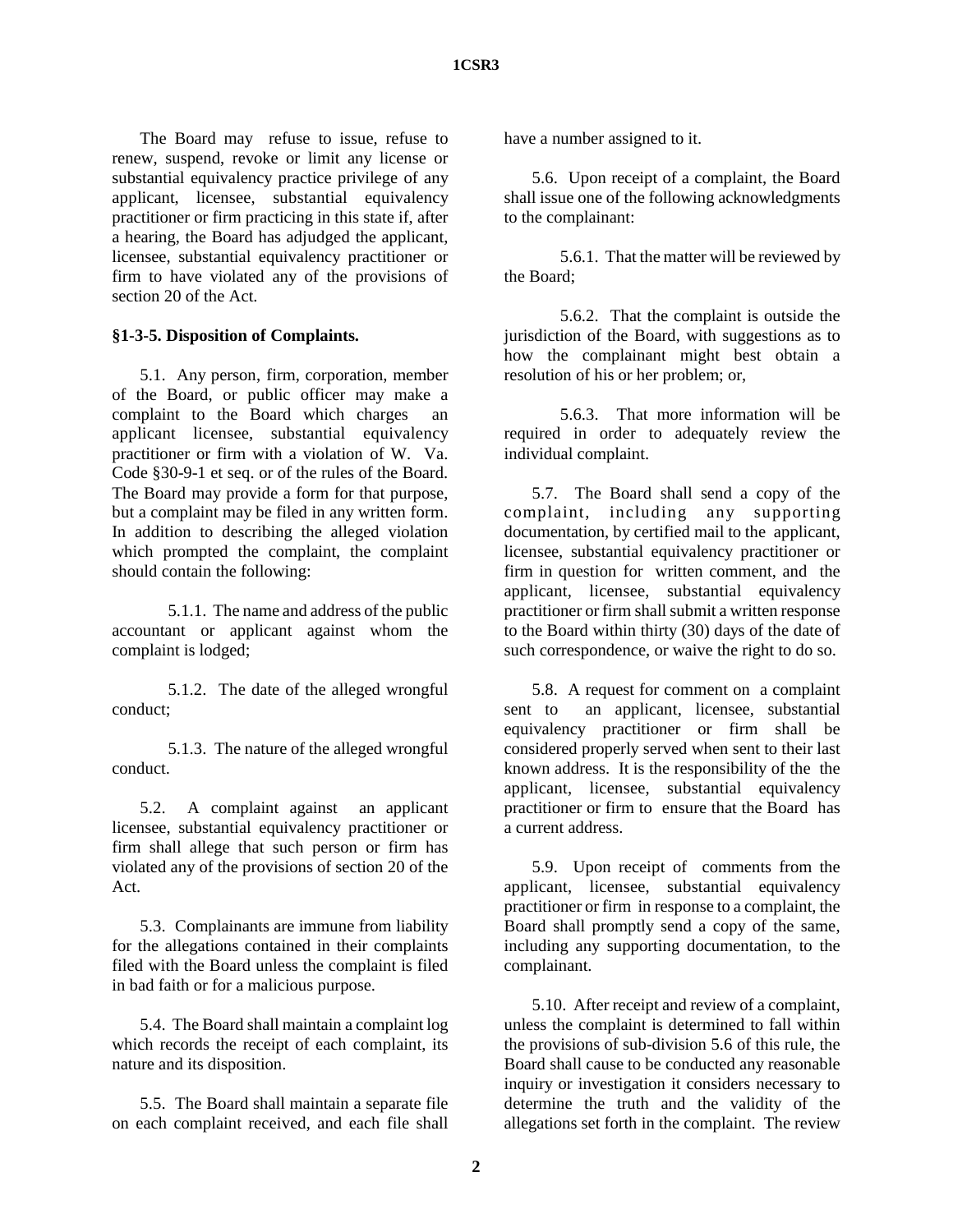The Board may refuse to issue, refuse to renew, suspend, revoke or limit any license or substantial equivalency practice privilege of any applicant, licensee, substantial equivalency practitioner or firm practicing in this state if, after a hearing, the Board has adjudged the applicant, licensee, substantial equivalency practitioner or firm to have violated any of the provisions of section 20 of the Act.

**§1-3-5. Disposition of Complaints.**

5.1. Any person, firm, corporation, member of the Board, or public officer may make a complaint to the Board which charges an applicant licensee, substantial equivalency practitioner or firm with a violation of W. Va. Code §30-9-1 et seq. or of the rules of the Board. The Board may provide a form for that purpose, but a complaint may be filed in any written form. In addition to describing the alleged violation which prompted the complaint, the complaint should contain the following:

5.1.1. The name and address of the public accountant or applicant against whom the complaint is lodged;

5.1.2. The date of the alleged wrongful conduct;

5.1.3. The nature of the alleged wrongful conduct.

5.2. A complaint against an applicant licensee, substantial equivalency practitioner or firm shall allege that such person or firm has violated any of the provisions of section 20 of the Act.

5.3. Complainants are immune from liability for the allegations contained in their complaints filed with the Board unless the complaint is filed in bad faith or for a malicious purpose.

5.4. The Board shall maintain a complaint log which records the receipt of each complaint, its nature and its disposition.

5.5. The Board shall maintain a separate file on each complaint received, and each file shall have a number assigned to it.

5.6. Upon receipt of a complaint, the Board shall issue one of the following acknowledgments to the complainant:

5.6.1. That the matter will be reviewed by the Board;

5.6.2. That the complaint is outside the jurisdiction of the Board, with suggestions as to how the complainant might best obtain a resolution of his or her problem; or,

5.6.3. That more information will be required in order to adequately review the individual complaint.

5.7. The Board shall send a copy of the complaint, including any supporting documentation, by certified mail to the applicant, licensee, substantial equivalency practitioner or firm in question for written comment, and the applicant, licensee, substantial equivalency practitioner or firm shall submit a written response to the Board within thirty (30) days of the date of such correspondence, or waive the right to do so.

5.8. A request for comment on a complaint sent to an applicant, licensee, substantial equivalency practitioner or firm shall be considered properly served when sent to their last known address. It is the responsibility of the the applicant, licensee, substantial equivalency practitioner or firm to ensure that the Board has a current address.

5.9. Upon receipt of comments from the applicant, licensee, substantial equivalency practitioner or firm in response to a complaint, the Board shall promptly send a copy of the same, including any supporting documentation, to the complainant.

5.10. After receipt and review of a complaint, unless the complaint is determined to fall within the provisions of sub-division 5.6 of this rule, the Board shall cause to be conducted any reasonable inquiry or investigation it considers necessary to determine the truth and the validity of the allegations set forth in the complaint. The review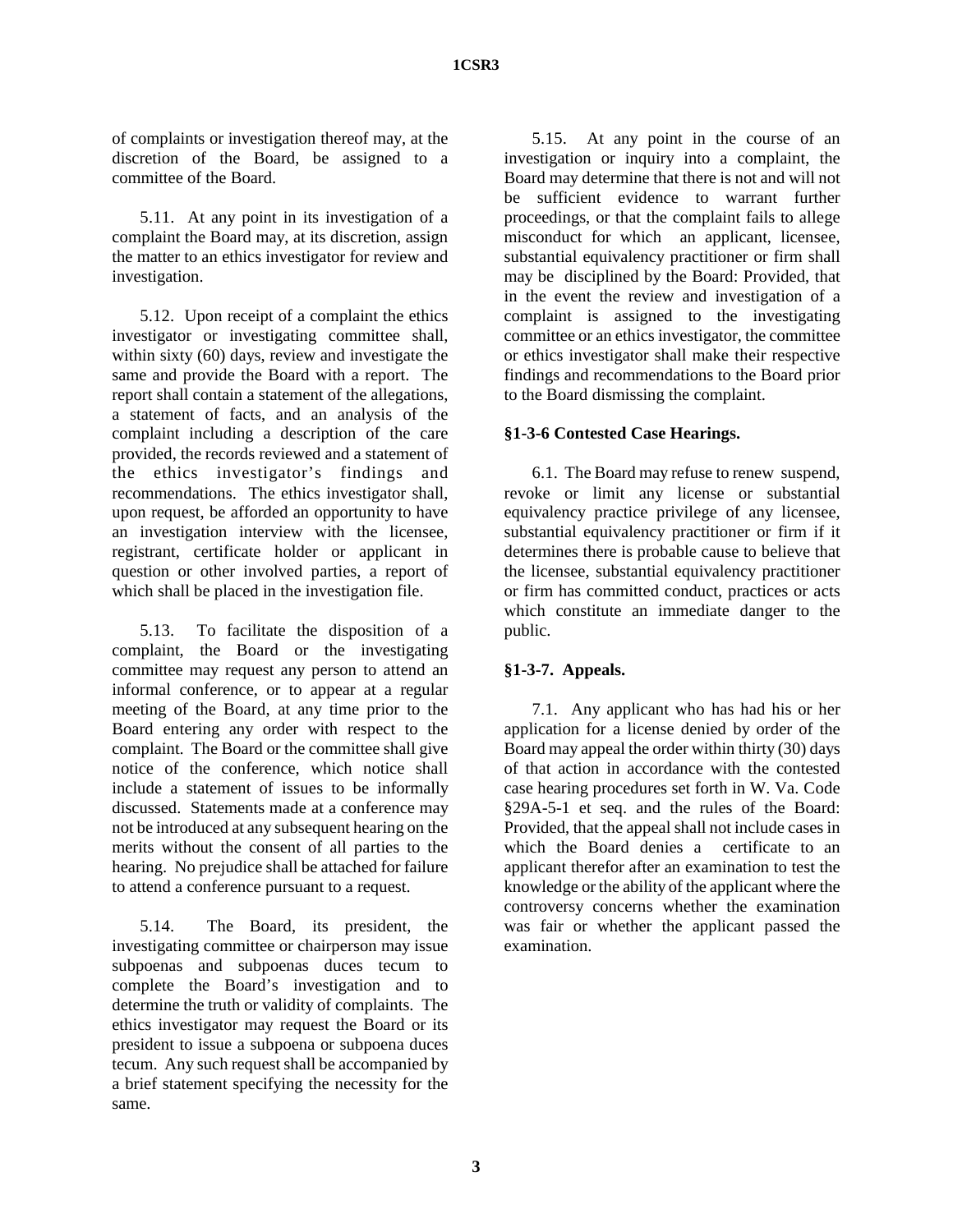of complaints or investigation thereof may, at the discretion of the Board, be assigned to a committee of the Board.

5.11. At any point in its investigation of a complaint the Board may, at its discretion, assign the matter to an ethics investigator for review and investigation.

5.12. Upon receipt of a complaint the ethics investigator or investigating committee shall, within sixty (60) days, review and investigate the same and provide the Board with a report. The report shall contain a statement of the allegations, a statement of facts, and an analysis of the complaint including a description of the care provided, the records reviewed and a statement of the ethics investigator's findings and recommendations. The ethics investigator shall, upon request, be afforded an opportunity to have an investigation interview with the licensee, registrant, certificate holder or applicant in question or other involved parties, a report of which shall be placed in the investigation file.

5.13. To facilitate the disposition of a complaint, the Board or the investigating committee may request any person to attend an informal conference, or to appear at a regular meeting of the Board, at any time prior to the Board entering any order with respect to the complaint. The Board or the committee shall give notice of the conference, which notice shall include a statement of issues to be informally discussed. Statements made at a conference may not be introduced at any subsequent hearing on the merits without the consent of all parties to the hearing. No prejudice shall be attached for failure to attend a conference pursuant to a request.

5.14. The Board, its president, the investigating committee or chairperson may issue subpoenas and subpoenas duces tecum to complete the Board's investigation and to determine the truth or validity of complaints. The ethics investigator may request the Board or its president to issue a subpoena or subpoena duces tecum. Any such request shall be accompanied by a brief statement specifying the necessity for the same.

5.15. At any point in the course of an investigation or inquiry into a complaint, the Board may determine that there is not and will not be sufficient evidence to warrant further proceedings, or that the complaint fails to allege misconduct for which an applicant, licensee, substantial equivalency practitioner or firm shall may be disciplined by the Board: Provided, that in the event the review and investigation of a complaint is assigned to the investigating committee or an ethics investigator, the committee or ethics investigator shall make their respective findings and recommendations to the Board prior to the Board dismissing the complaint.

### §1-3-6 Contested Case Hearings.

6.1. The Board may refuse to renew suspend, revoke or limit any license or substantial equivalency practice privilege of any licensee, substantial equivalency practitioner or firm if it determines there is probable cause to believe that the licensee, substantial equivalency practitioner or firm has committed conduct, practices or acts which constitute an immediate danger to the public.

### §1-3-7. Appeals.

7.1. Any applicant who has had his or her application for a license denied by order of the Board may appeal the order within thirty (30) days of that action in accordance with the contested case hearing procedures set forth in W. Va. Code §29A-5-1 et seq. and the rules of the Board: Provided, that the appeal shall not include cases in which the Board denies a certificate to an applicant therefor after an examination to test the knowledge or the ability of the applicant where the controversy concerns whether the examination was fair or whether the applicant passed the examination.